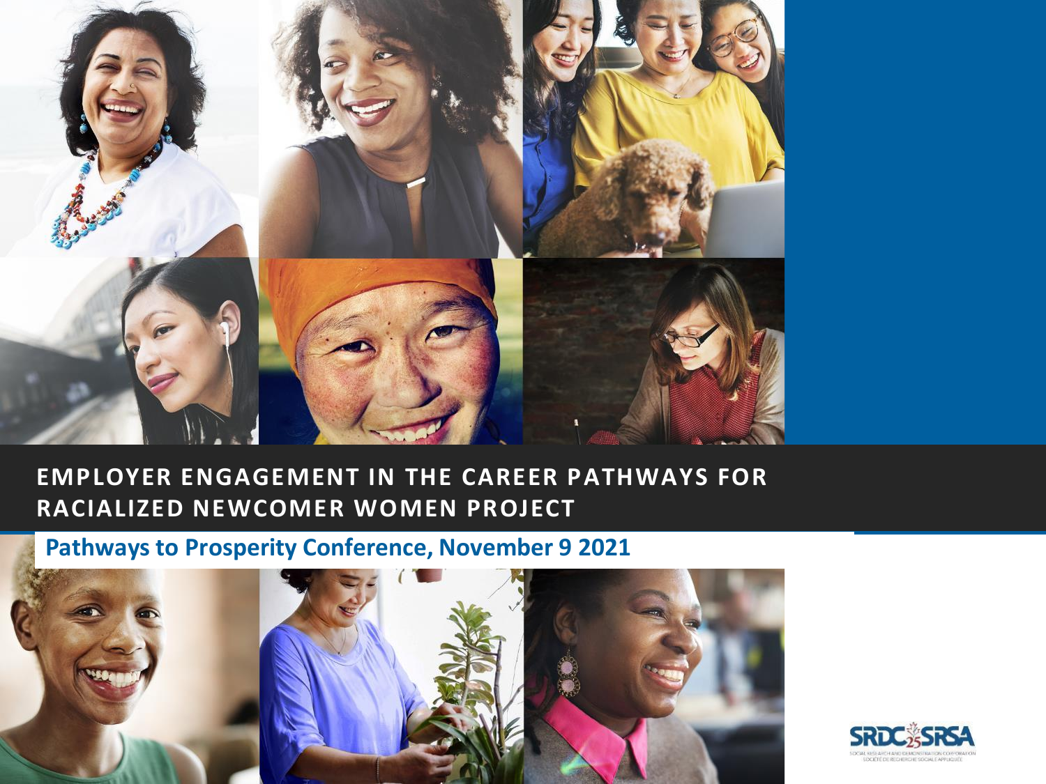# EMPLOYER ENGAGEMENT IN THE CAREER PATHWAYS FOR RACIALIZED NEWCOMER WOMEN PROJECT

## Pathways to Prosperity Conference, November 9 2021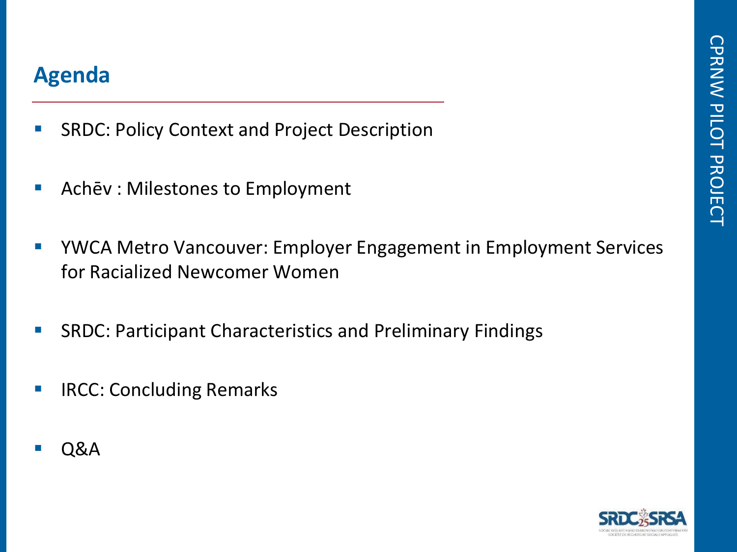## Agenda

- SRDC: Policy Context and Project Description
- Achēv : Milestones to Employment
- YWCA Metro Vancouver: Employer Engagement in Employment Services for Racialized Newcomer Women
- SRDC: Participant Characteristics and Preliminary Findings
- IRCC: Concluding Remarks
- Q&A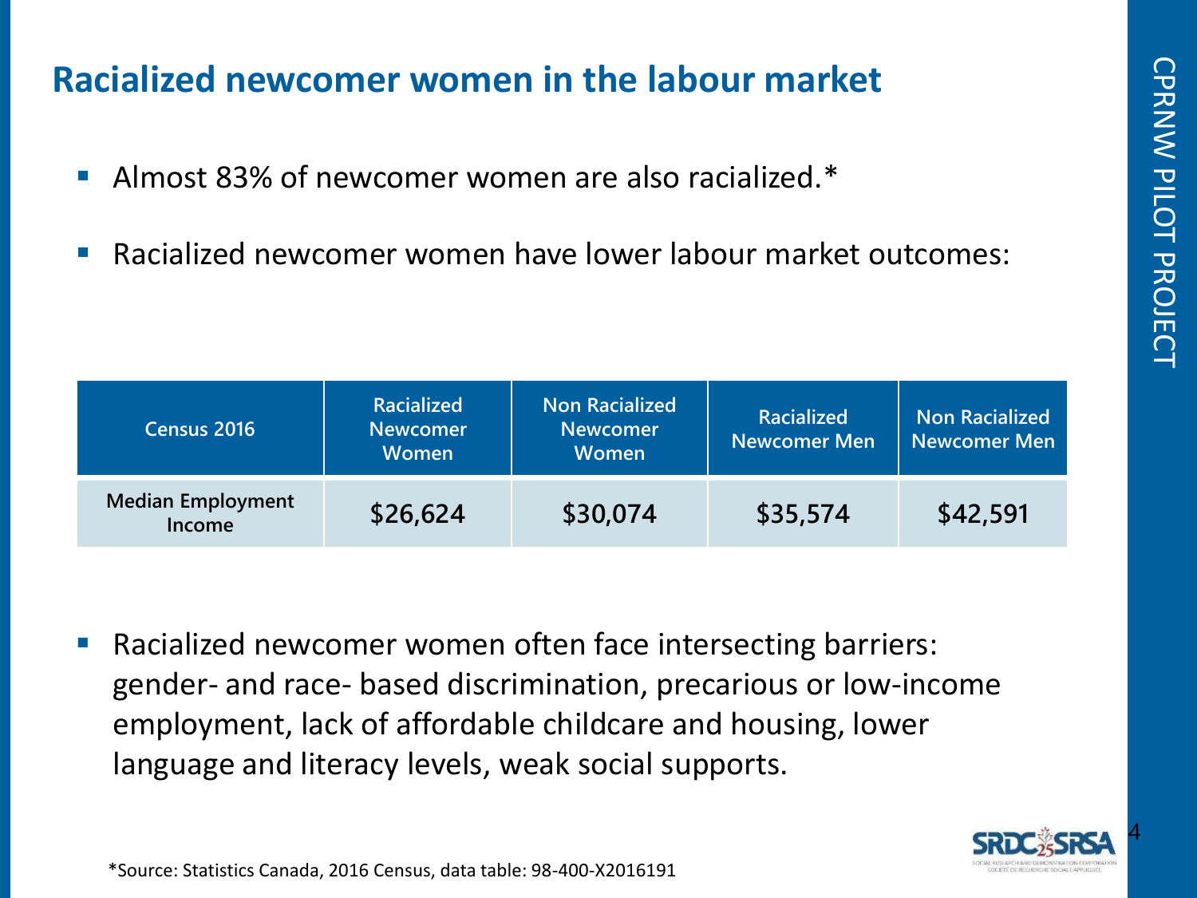## Racialized newcomer women in the labour market

- Almost 83% of newcomer women are also racialized.*
- Racialized newcomer women have lower labour market outcomes:

| Census 2016 | Racialized Newcomer Women | Non Racialized Newcomer Women | Racialized Newcomer Men | Non Racialized Newcomer Men |
|---|---|---|---|---|
| Median Employment Income | $26,624 | $30,074 | $35,574 | $42,591 |

- Racialized newcomer women often face intersecting barriers: gender- and race- based discrimination, precarious or low-income employment, lack of affordable childcare and housing, lower language and literacy levels, weak social supports.

*Source: Statistics Canada, 2016 Census, data table: 98-400-X2016191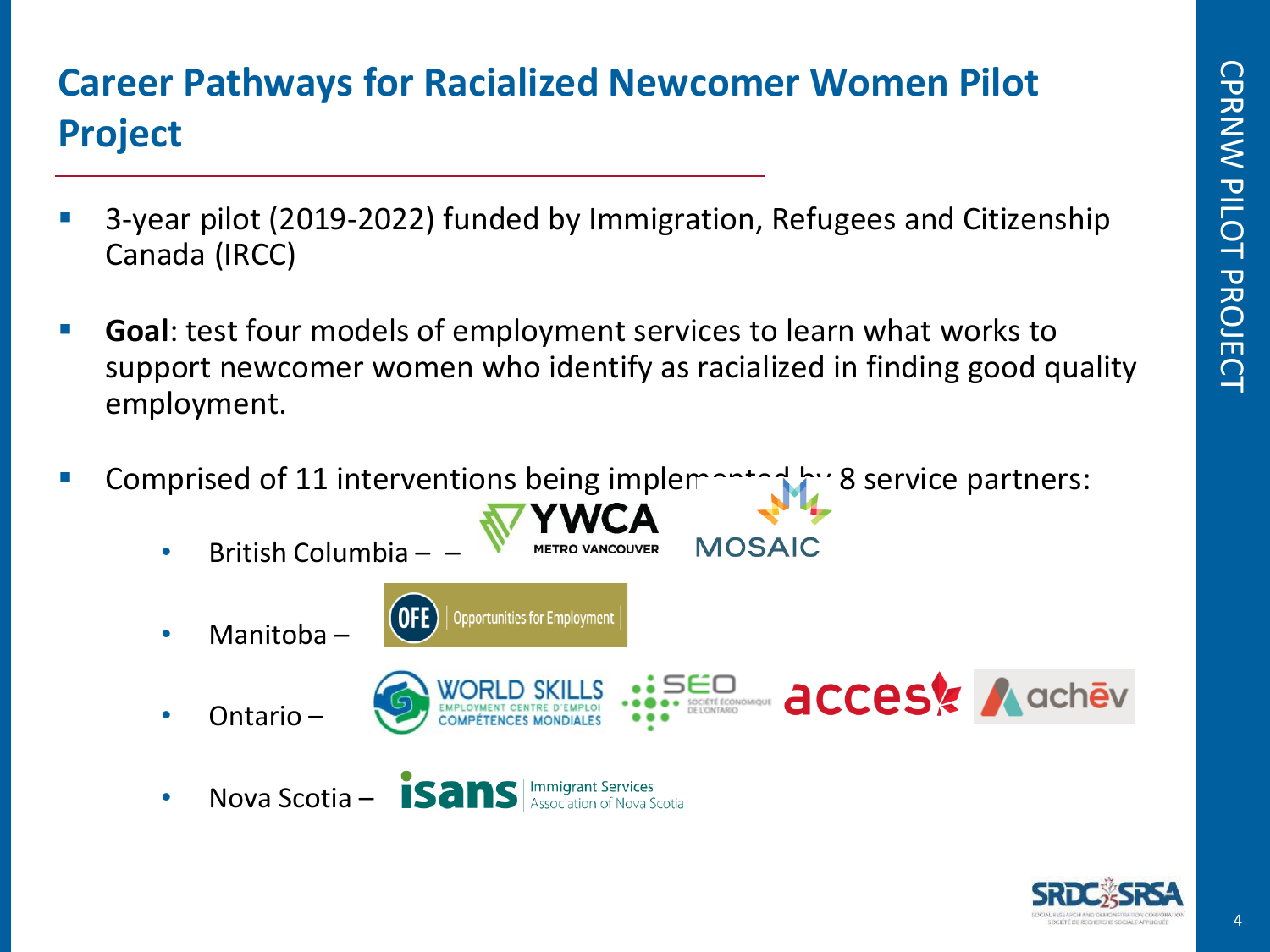# Career Pathways for Racialized Newcomer Women Pilot Project

- 3-year pilot (2019-2022) funded by Immigration, Refugees and Citizenship Canada (IRCC)
- **Goal**: test four models of employment services to learn what works to support newcomer women who identify as racialized in finding good quality employment.
- Comprised of 11 interventions being implemented by 8 service partners:
  - British Columbia – YWCA Metro Vancouver – MOSAIC
  - Manitoba – OFE Opportunities for Employment
  - Ontario – World Skills Employment Centre / Centre d'emploi Compétences Mondiales, SEO Société Économique de l'Ontario, acces, achēv
  - Nova Scotia – isans Immigrant Services Association of Nova Scotia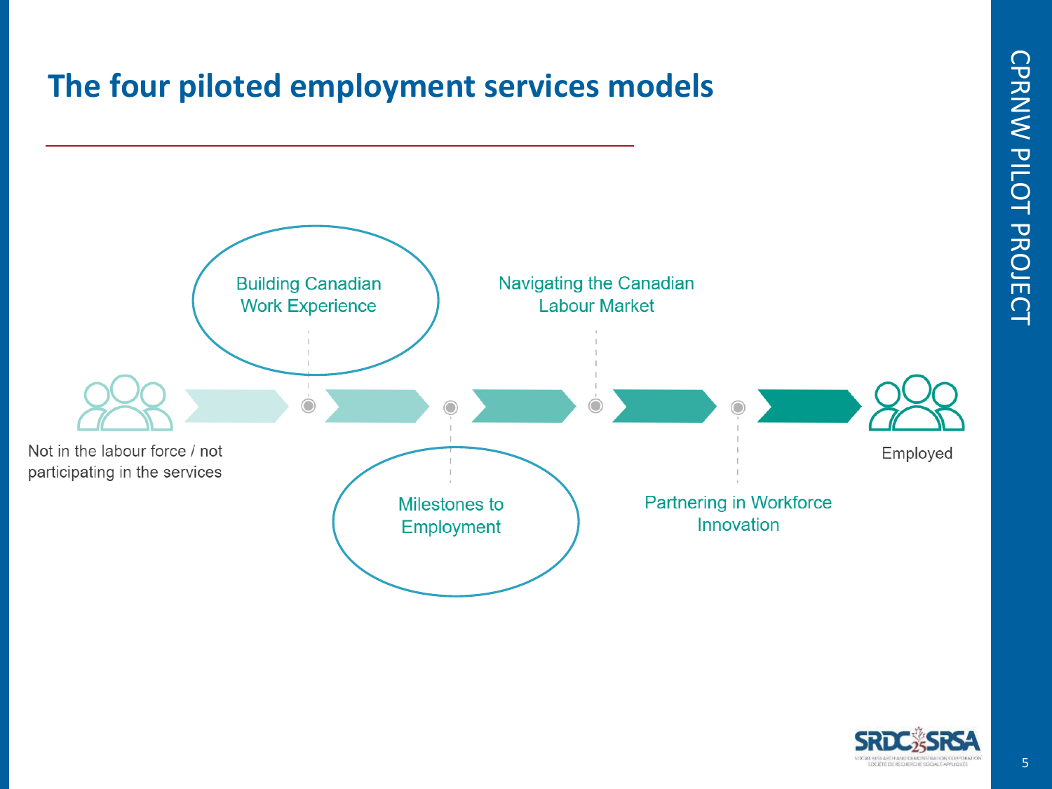# The four piloted employment services models

Not in the labour force / not participating in the services

Building Canadian Work Experience

Milestones to Employment

Navigating the Canadian Labour Market

Partnering in Workforce Innovation

Employed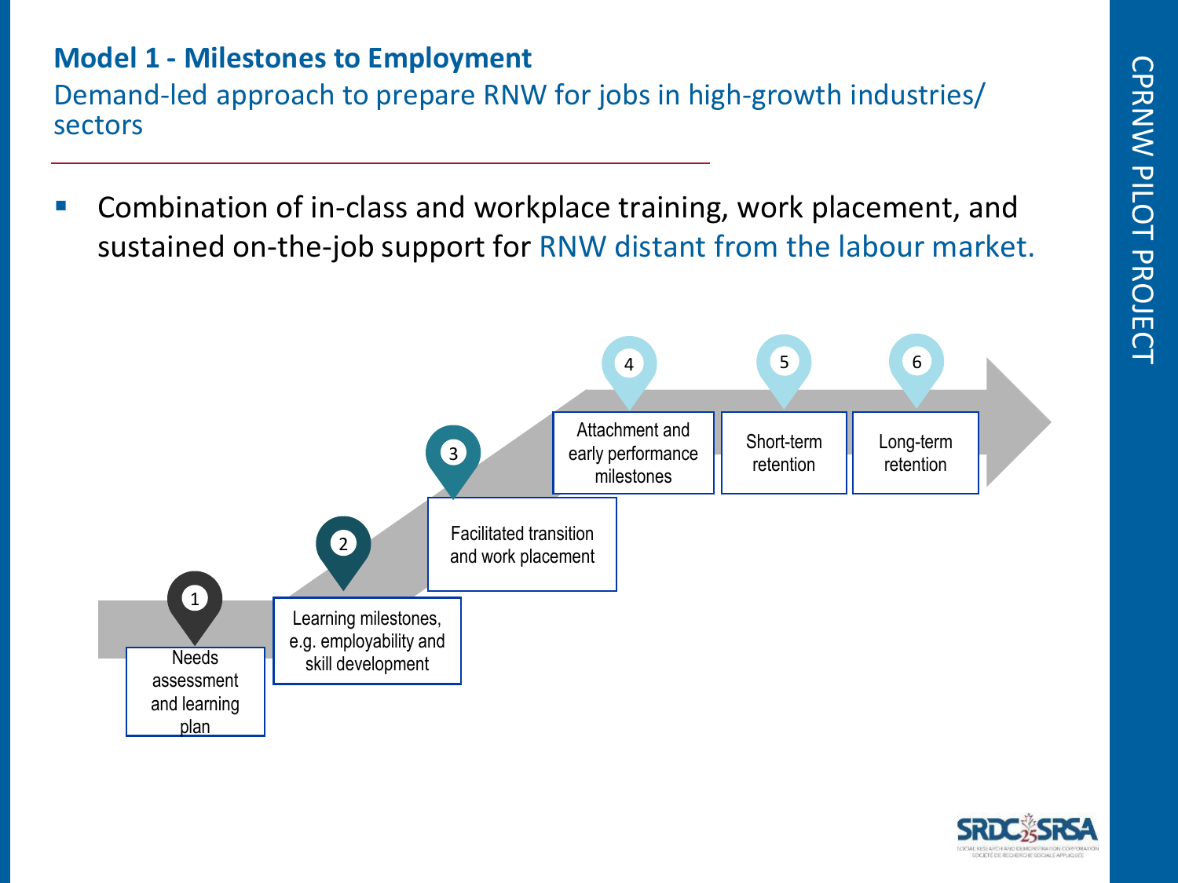# Model 1 - Milestones to Employment

Demand-led approach to prepare RNW for jobs in high-growth industries/ sectors

- Combination of in-class and workplace training, work placement, and sustained on-the-job support for RNW distant from the labour market.

1. Needs assessment and learning plan
2. Learning milestones, e.g. employability and skill development
3. Facilitated transition and work placement
4. Attachment and early performance milestones
5. Short-term retention
6. Long-term retention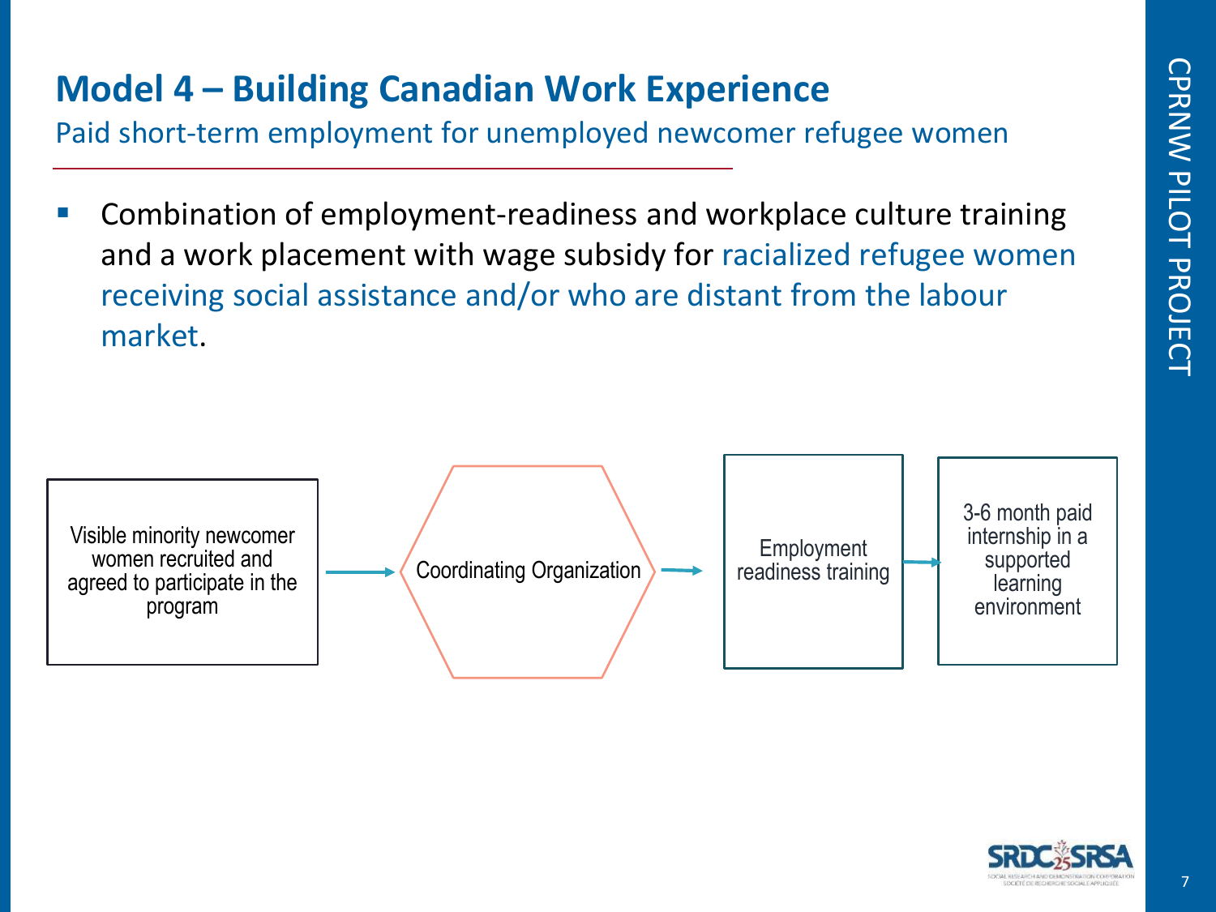# Model 4 – Building Canadian Work Experience

Paid short-term employment for unemployed newcomer refugee women

- Combination of employment-readiness and workplace culture training and a work placement with wage subsidy for racialized refugee women receiving social assistance and/or who are distant from the labour market.

Visible minority newcomer women recruited and agreed to participate in the program → Coordinating Organization → Employment readiness training → 3-6 month paid internship in a supported learning environment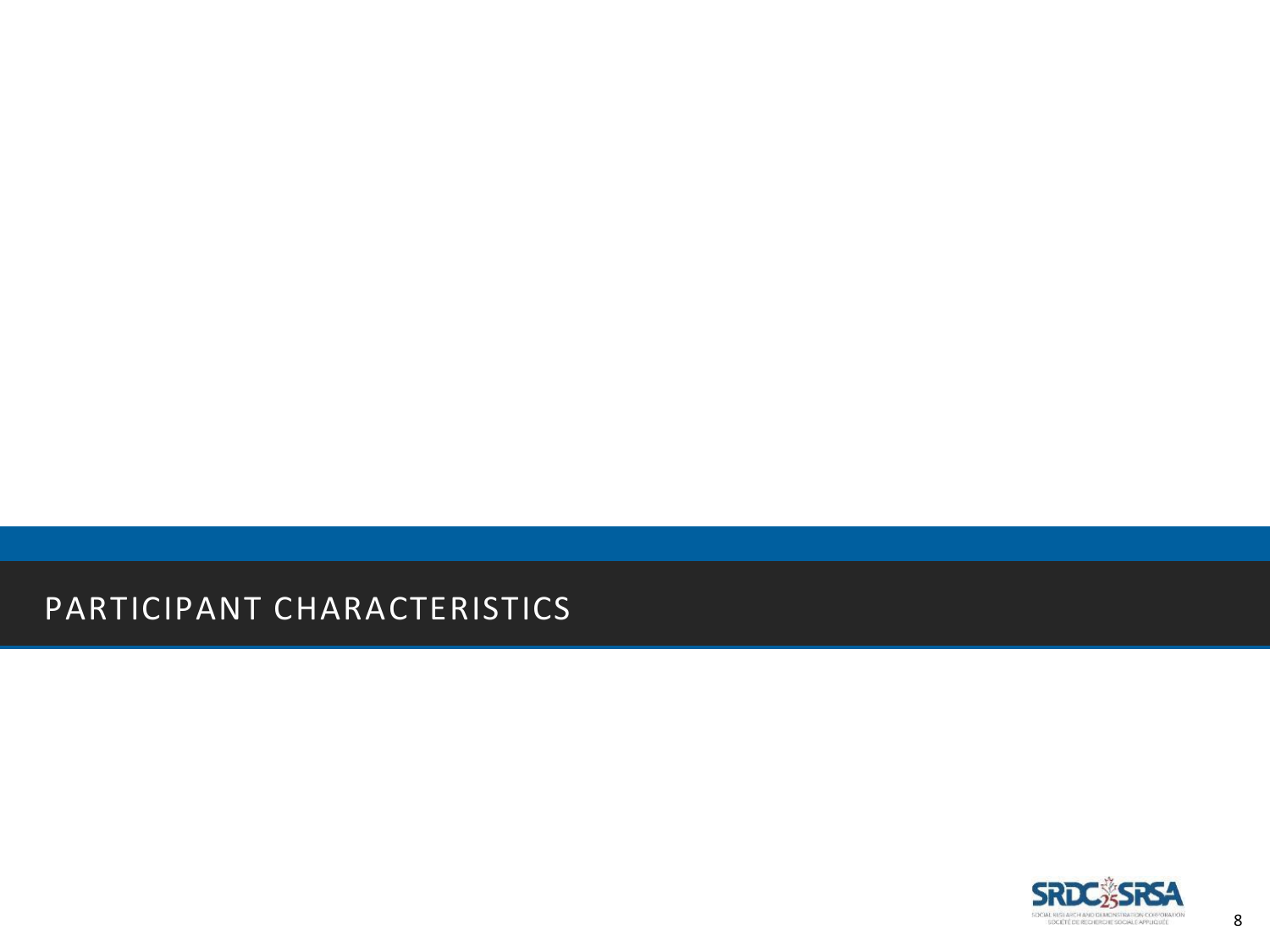# PARTICIPANT CHARACTERISTICS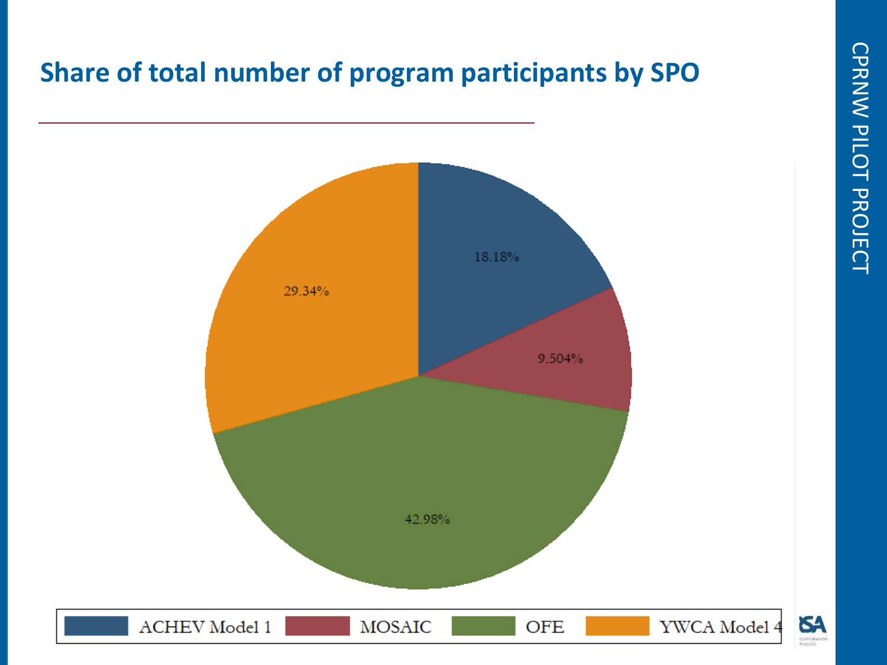# Share of total number of program participants by SPO

| SPO | Share |
|---|---|
| ACHEV Model 1 | 18.18% |
| MOSAIC | 9.504% |
| OFE | 42.98% |
| YWCA Model 4 | 29.34% |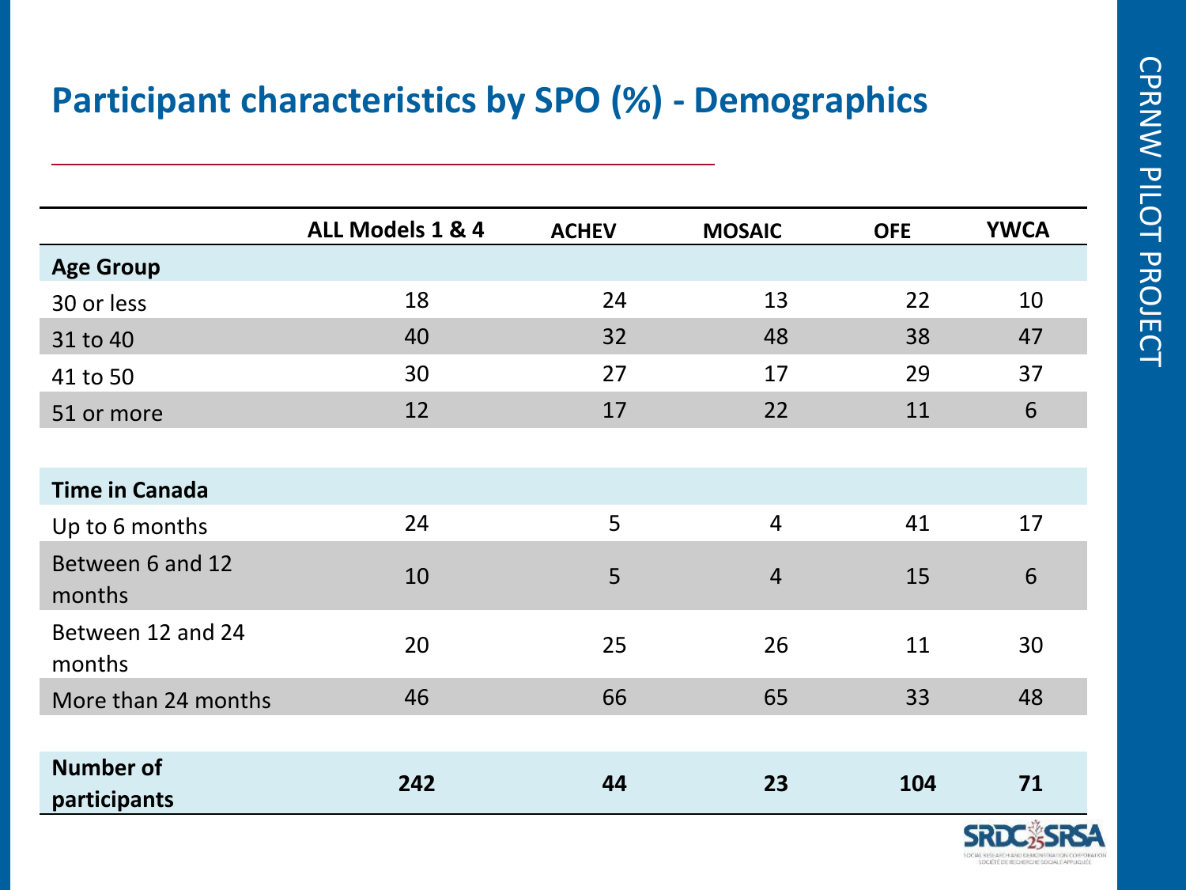## Participant characteristics by SPO (%) - Demographics

| | ALL Models 1 & 4 | ACHEV | MOSAIC | OFE | YWCA |
|---|---|---|---|---|---|
| **Age Group** | | | | | |
| 30 or less | 18 | 24 | 13 | 22 | 10 |
| 31 to 40 | 40 | 32 | 48 | 38 | 47 |
| 41 to 50 | 30 | 27 | 17 | 29 | 37 |
| 51 or more | 12 | 17 | 22 | 11 | 6 |
| **Time in Canada** | | | | | |
| Up to 6 months | 24 | 5 | 4 | 41 | 17 |
| Between 6 and 12 months | 10 | 5 | 4 | 15 | 6 |
| Between 12 and 24 months | 20 | 25 | 26 | 11 | 30 |
| More than 24 months | 46 | 66 | 65 | 33 | 48 |
| **Number of participants** | **242** | **44** | **23** | **104** | **71** |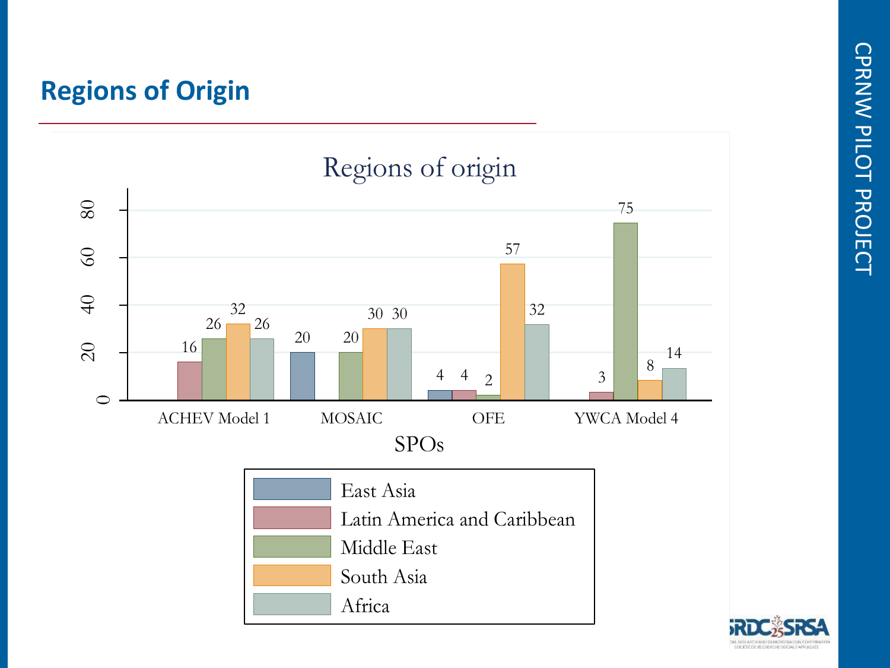# Regions of Origin

**Regions of origin**

| SPOs | East Asia | Latin America and Caribbean | Middle East | South Asia | Africa |
|---|---|---|---|---|---|
| ACHEV Model 1 | | 16 | 26 | 32 | 26 |
| MOSAIC | 20 | | 20 | 30 | 30 |
| OFE | 4 | 4 | 2 | 57 | 32 |
| YWCA Model 4 | | 3 | 75 | 8 | 14 |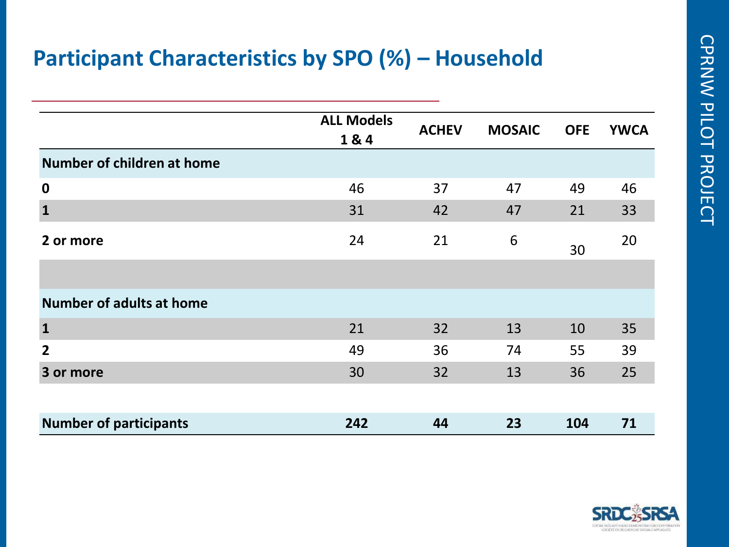# Participant Characteristics by SPO (%) – Household

| | ALL Models 1 & 4 | ACHEV | MOSAIC | OFE | YWCA |
|---|---|---|---|---|---|
| **Number of children at home** | | | | | |
| **0** | 46 | 37 | 47 | 49 | 46 |
| **1** | 31 | 42 | 47 | 21 | 33 |
| **2 or more** | 24 | 21 | 6 | 30 | 20 |
| | | | | | |
| **Number of adults at home** | | | | | |
| **1** | 21 | 32 | 13 | 10 | 35 |
| **2** | 49 | 36 | 74 | 55 | 39 |
| **3 or more** | 30 | 32 | 13 | 36 | 25 |
| | | | | | |
| **Number of participants** | **242** | **44** | **23** | **104** | **71** |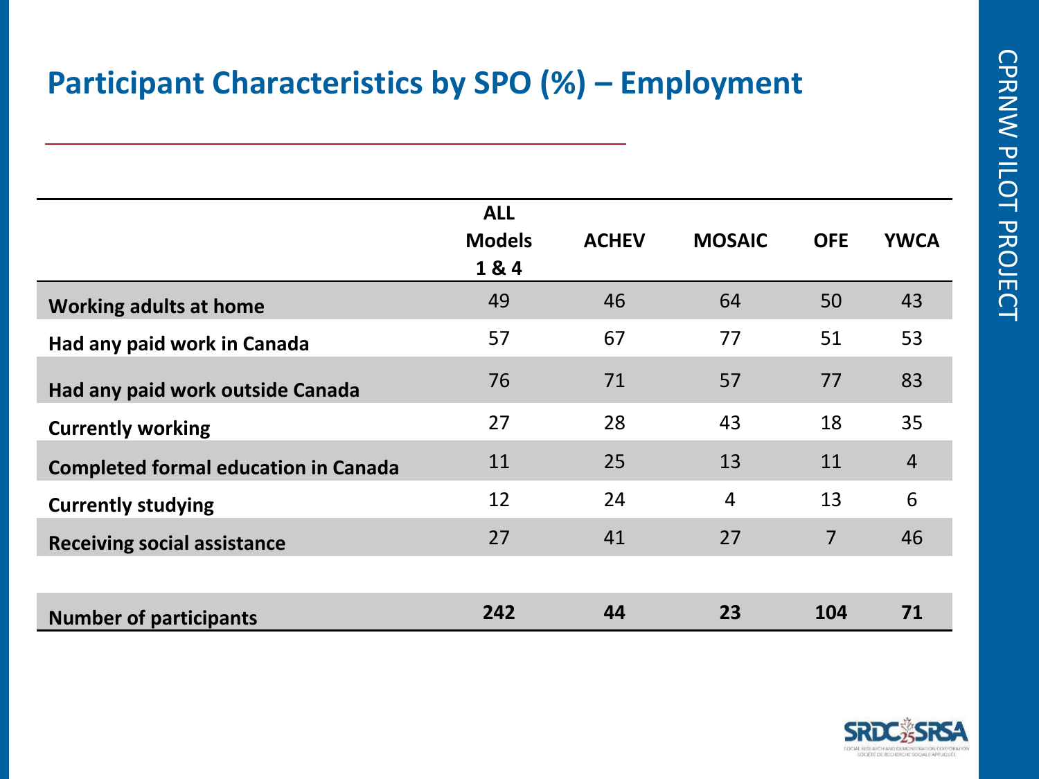## Participant Characteristics by SPO (%) – Employment

| | ALL Models 1 & 4 | ACHEV | MOSAIC | OFE | YWCA |
|---|---|---|---|---|---|
| **Working adults at home** | 49 | 46 | 64 | 50 | 43 |
| **Had any paid work in Canada** | 57 | 67 | 77 | 51 | 53 |
| **Had any paid work outside Canada** | 76 | 71 | 57 | 77 | 83 |
| **Currently working** | 27 | 28 | 43 | 18 | 35 |
| **Completed formal education in Canada** | 11 | 25 | 13 | 11 | 4 |
| **Currently studying** | 12 | 24 | 4 | 13 | 6 |
| **Receiving social assistance** | 27 | 41 | 27 | 7 | 46 |
| | | | | | |
| **Number of participants** | **242** | **44** | **23** | **104** | **71** |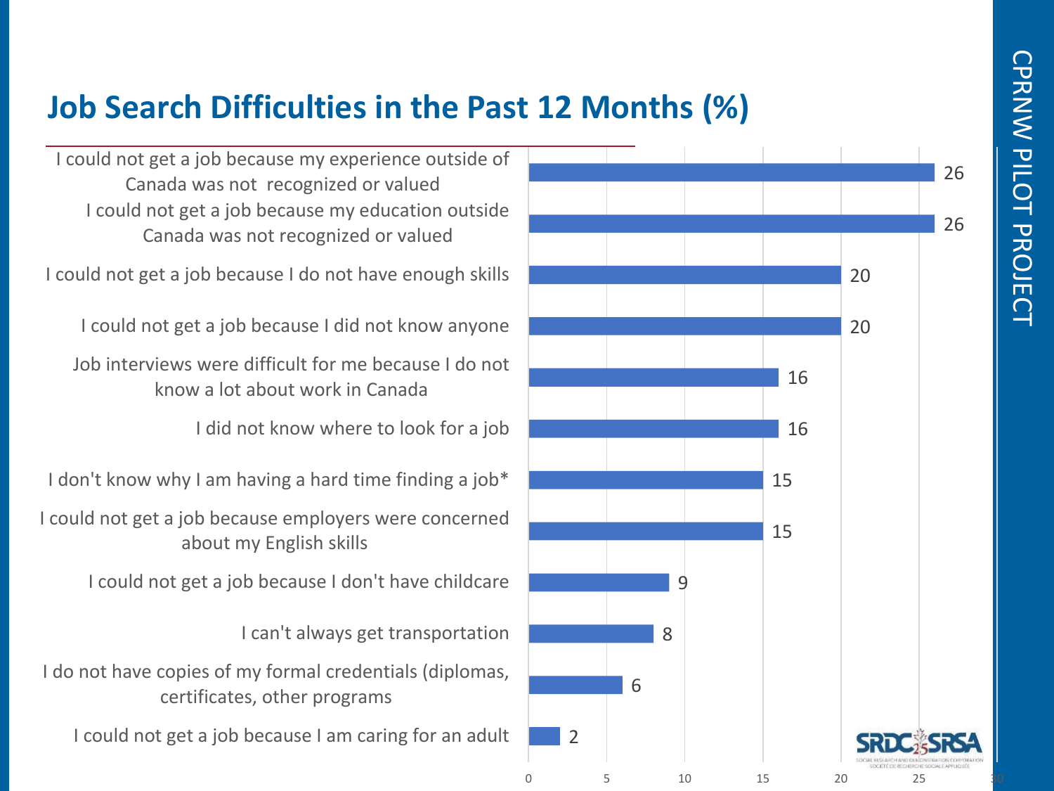# Job Search Difficulties in the Past 12 Months (%)

| Difficulty | % |
| --- | --- |
| I could not get a job because my experience outside of Canada was not recognized or valued | 26 |
| I could not get a job because my education outside Canada was not recognized or valued | 26 |
| I could not get a job because I do not have enough skills | 20 |
| I could not get a job because I did not know anyone | 20 |
| Job interviews were difficult for me because I do not know a lot about work in Canada | 16 |
| I did not know where to look for a job | 16 |
| I don't know why I am having a hard time finding a job* | 15 |
| I could not get a job because employers were concerned about my English skills | 15 |
| I could not get a job because I don't have childcare | 9 |
| I can't always get transportation | 8 |
| I do not have copies of my formal credentials (diplomas, certificates, other programs | 6 |
| I could not get a job because I am caring for an adult | 2 |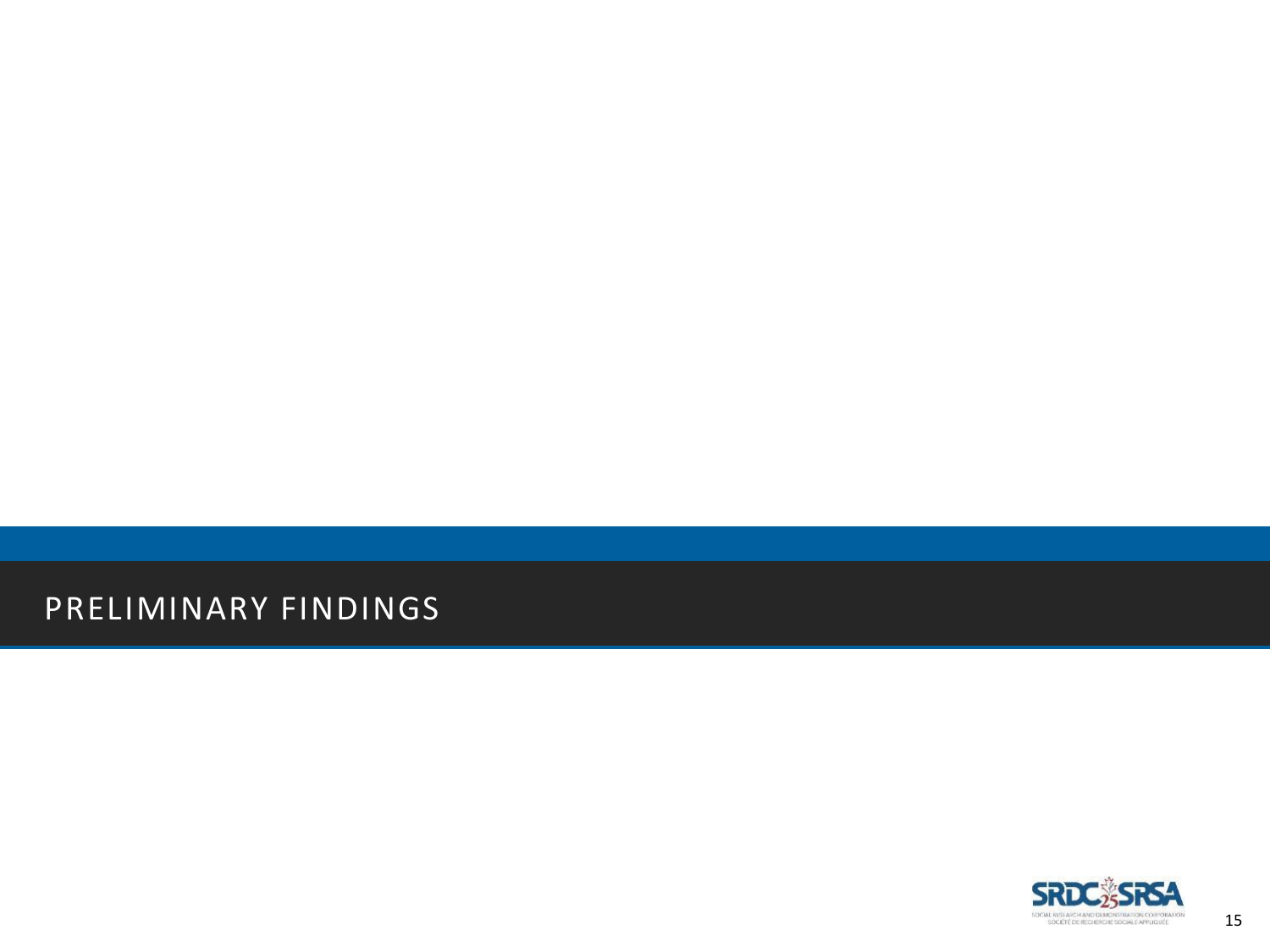# PRELIMINARY FINDINGS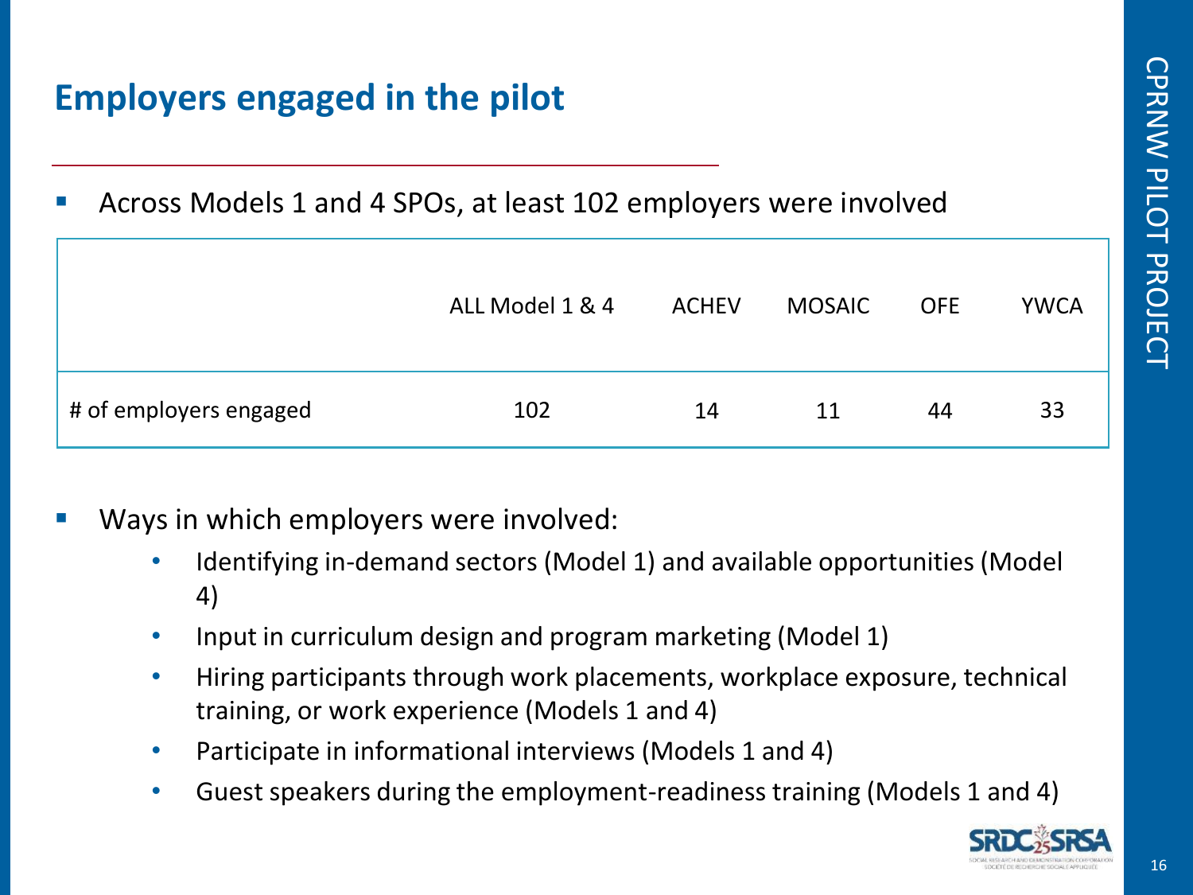## Employers engaged in the pilot

- Across Models 1 and 4 SPOs, at least 102 employers were involved

| | ALL Model 1 & 4 | ACHEV | MOSAIC | OFE | YWCA |
|---|---|---|---|---|---|
| # of employers engaged | 102 | 14 | 11 | 44 | 33 |

- Ways in which employers were involved:
  - Identifying in-demand sectors (Model 1) and available opportunities (Model 4)
  - Input in curriculum design and program marketing (Model 1)
  - Hiring participants through work placements, workplace exposure, technical training, or work experience (Models 1 and 4)
  - Participate in informational interviews (Models 1 and 4)
  - Guest speakers during the employment-readiness training (Models 1 and 4)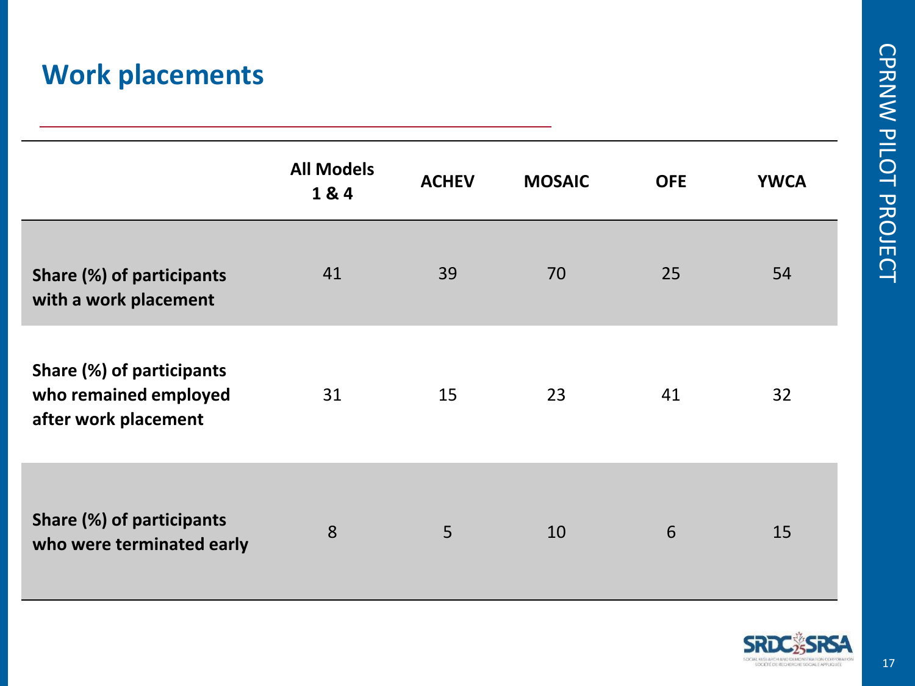## Work placements

| | All Models 1 & 4 | ACHEV | MOSAIC | OFE | YWCA |
|---|---|---|---|---|---|
| **Share (%) of participants with a work placement** | 41 | 39 | 70 | 25 | 54 |
| **Share (%) of participants who remained employed after work placement** | 31 | 15 | 23 | 41 | 32 |
| **Share (%) of participants who were terminated early** | 8 | 5 | 10 | 6 | 15 |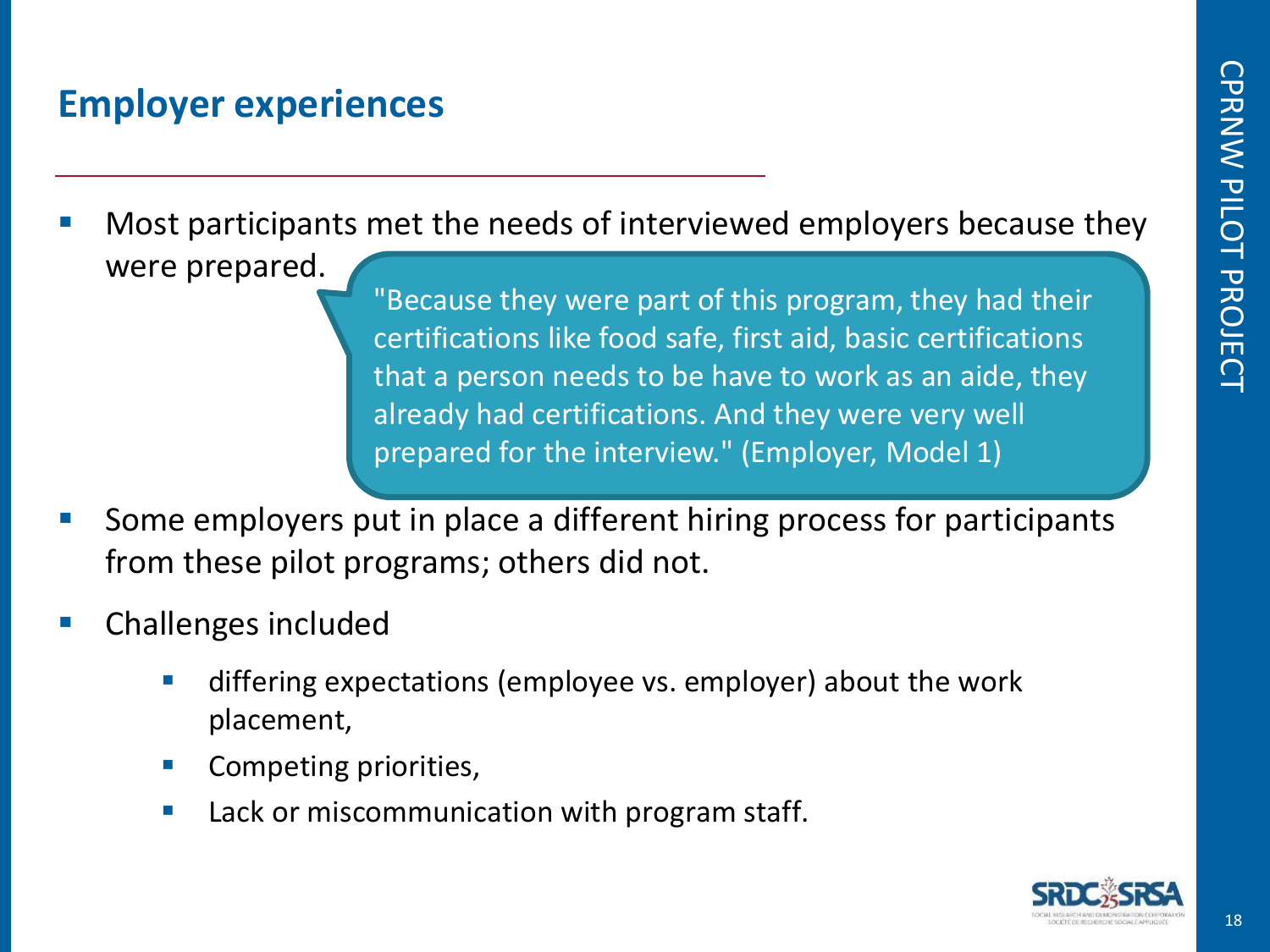## Employer experiences

- Most participants met the needs of interviewed employers because they were prepared.

> "Because they were part of this program, they had their certifications like food safe, first aid, basic certifications that a person needs to be have to work as an aide, they already had certifications. And they were very well prepared for the interview." (Employer, Model 1)

- Some employers put in place a different hiring process for participants from these pilot programs; others did not.
- Challenges included
  - differing expectations (employee vs. employer) about the work placement,
  - Competing priorities,
  - Lack or miscommunication with program staff.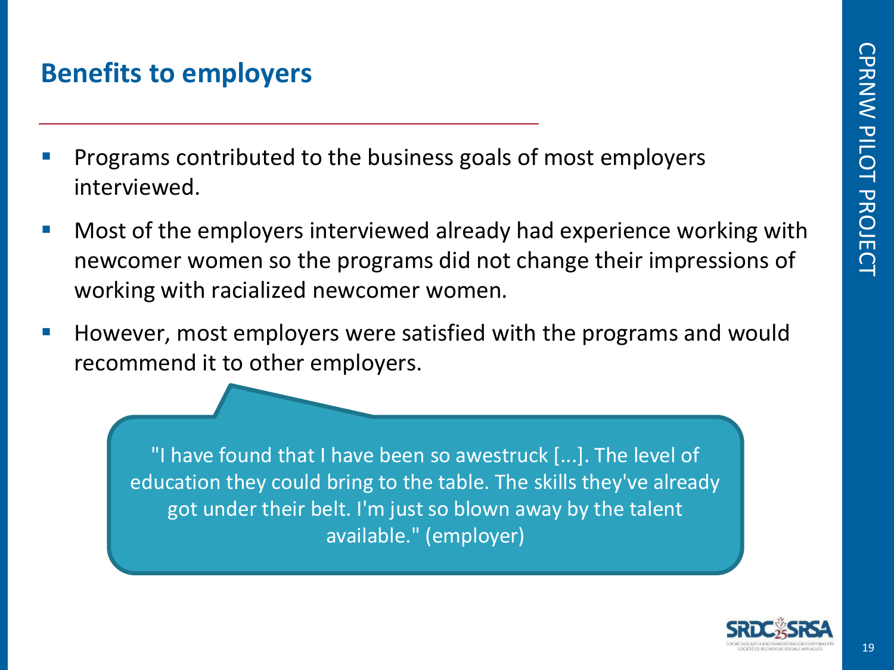## Benefits to employers

- Programs contributed to the business goals of most employers interviewed.
- Most of the employers interviewed already had experience working with newcomer women so the programs did not change their impressions of working with racialized newcomer women.
- However, most employers were satisfied with the programs and would recommend it to other employers.

"I have found that I have been so awestruck [...]. The level of education they could bring to the table. The skills they've already got under their belt. I'm just so blown away by the talent available." (employer)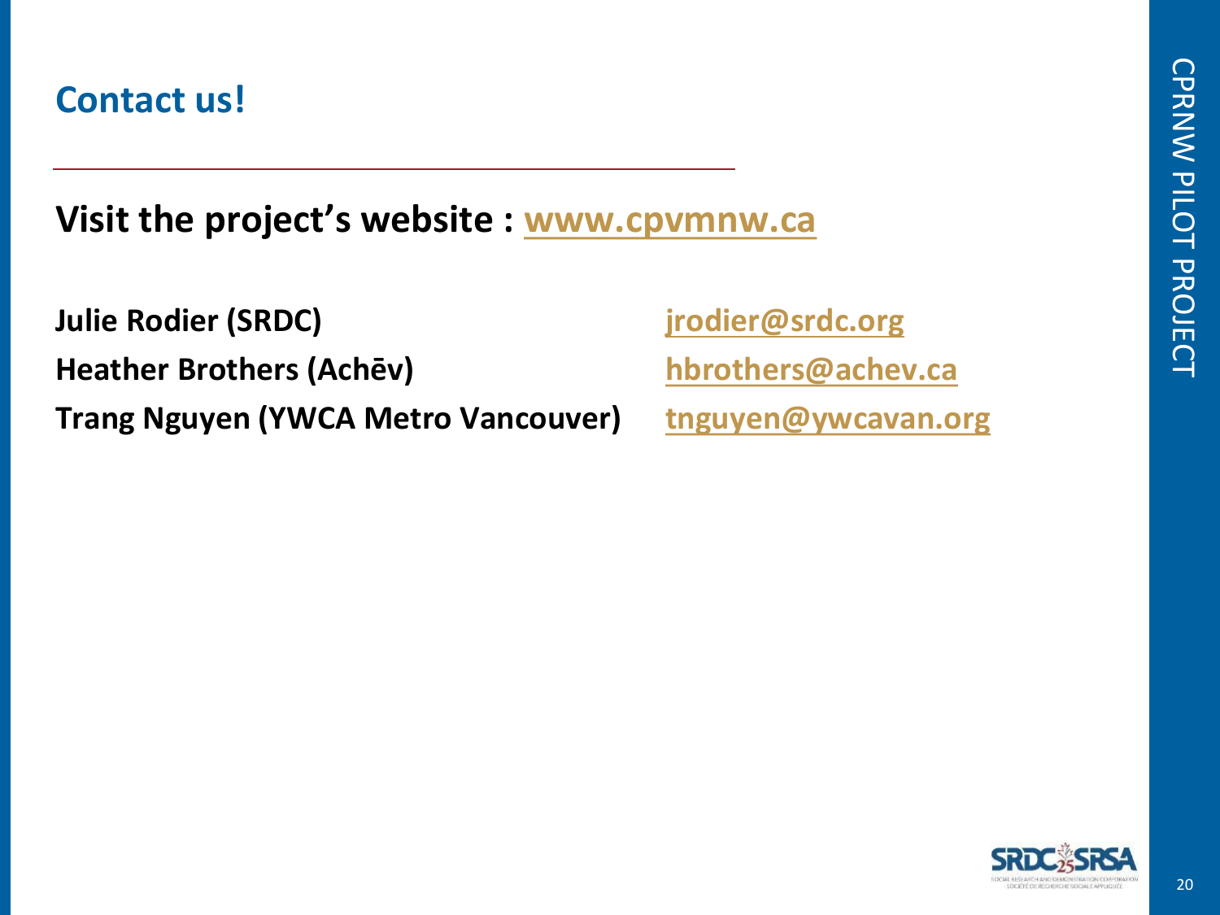## Contact us!

**Visit the project's website : www.cpvmnw.ca**

| | |
|---|---|
| **Julie Rodier (SRDC)** | jrodier@srdc.org |
| **Heather Brothers (Achēv)** | hbrothers@achev.ca |
| **Trang Nguyen (YWCA Metro Vancouver)** | tnguyen@ywcavan.org |